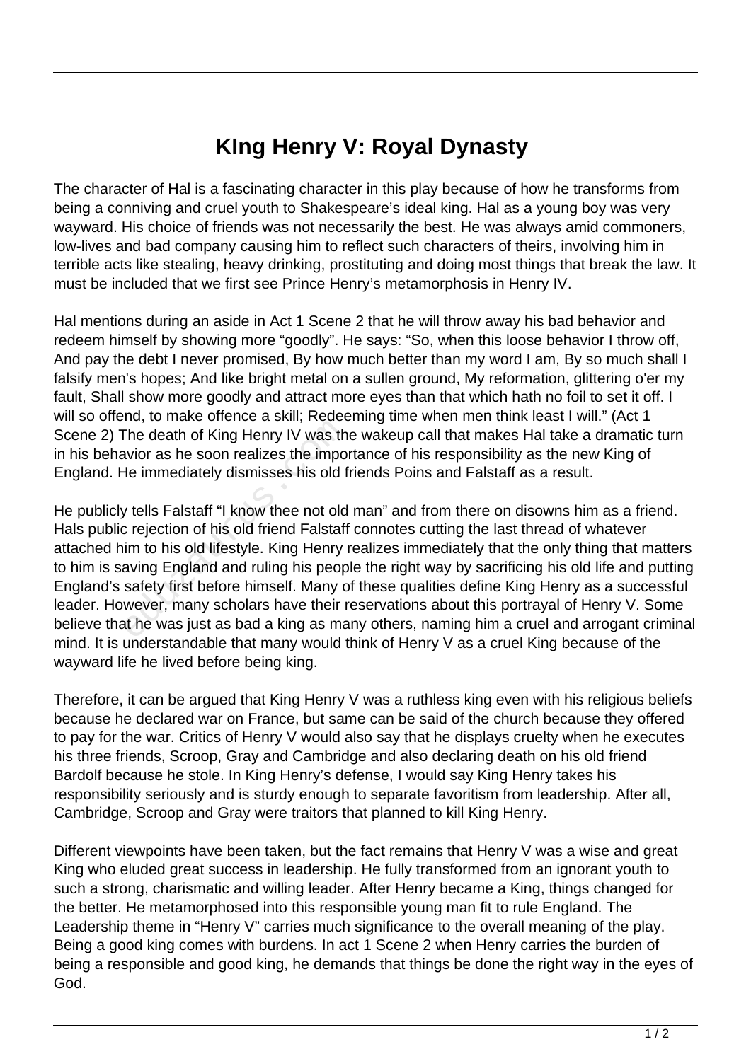# KIng Henry V: Royal Dynasty

The character of Hal is a fascinating character in this play because of how he transforms from being a conniving and cruel youth to Shakespeare's ideal king. Hal as a young boy was very wayward. His choice of friends was not necessarily the best. He was always amid commoners, low-lives and bad company causing him to reflect such characters of theirs, involving him in terrible acts like stealing, heavy drinking, prostituting and doing most things that break the law. It must be included that we first see Prince Henry's metamorphosis in Henry IV.

Hal mentions during an aside in Act 1 Scene 2 that he will throw away his bad behavior and redeem himself by showing more "goodly". He says: "So, when this loose behavior I throw off, And pay the debt I never promised, By how much better than my word I am, By so much shall I falsify men's hopes; And like bright metal on a sullen ground, My reformation, glittering o'er my fault, Shall show more goodly and attract more eyes than that which hath no foil to set it off. I will so offend, to make offence a skill; Redeeming time when men think least I will." (Act 1 Scene 2) The death of King Henry IV was the wakeup call that makes Hal take a dramatic turn in his behavior as he soon realizes the importance of his responsibility as the new King of England. He immediately dismisses his old friends Poins and Falstaff as a result.

He publicly tells Falstaff "I know thee not old man" and from there on disowns him as a friend. Hals public rejection of his old friend Falstaff connotes cutting the last thread of whatever attached him to his old lifestyle. King Henry realizes immediately that the only thing that matters to him is saving England and ruling his people the right way by sacrificing his old life and putting England's safety first before himself. Many of these qualities define King Henry as a successful leader. However, many scholars have their reservations about this portrayal of Henry V. Some believe that he was just as bad a king as many others, naming him a cruel and arrogant criminal mind. It is understandable that many would think of Henry V as a cruel King because of the wayward life he lived before being king.

Therefore, it can be argued that King Henry V was a ruthless king even with his religious beliefs because he declared war on France, but same can be said of the church because they offered to pay for the war. Critics of Henry V would also say that he displays cruelty when he executes his three friends, Scroop, Gray and Cambridge and also declaring death on his old friend Bardolf because he stole. In King Henry's defense, I would say King Henry takes his responsibility seriously and is sturdy enough to separate favoritism from leadership. After all, Cambridge, Scroop and Gray were traitors that planned to kill King Henry.

Different viewpoints have been taken, but the fact remains that Henry V was a wise and great King who eluded great success in leadership. He fully transformed from an ignorant youth to such a strong, charismatic and willing leader. After Henry became a King, things changed for the better. He metamorphosed into this responsible young man fit to rule England. The Leadership theme in "Henry V" carries much significance to the overall meaning of the play. Being a good king comes with burdens. In act 1 Scene 2 when Henry carries the burden of being a responsible and good king, he demands that things be done the right way in the eyes of God.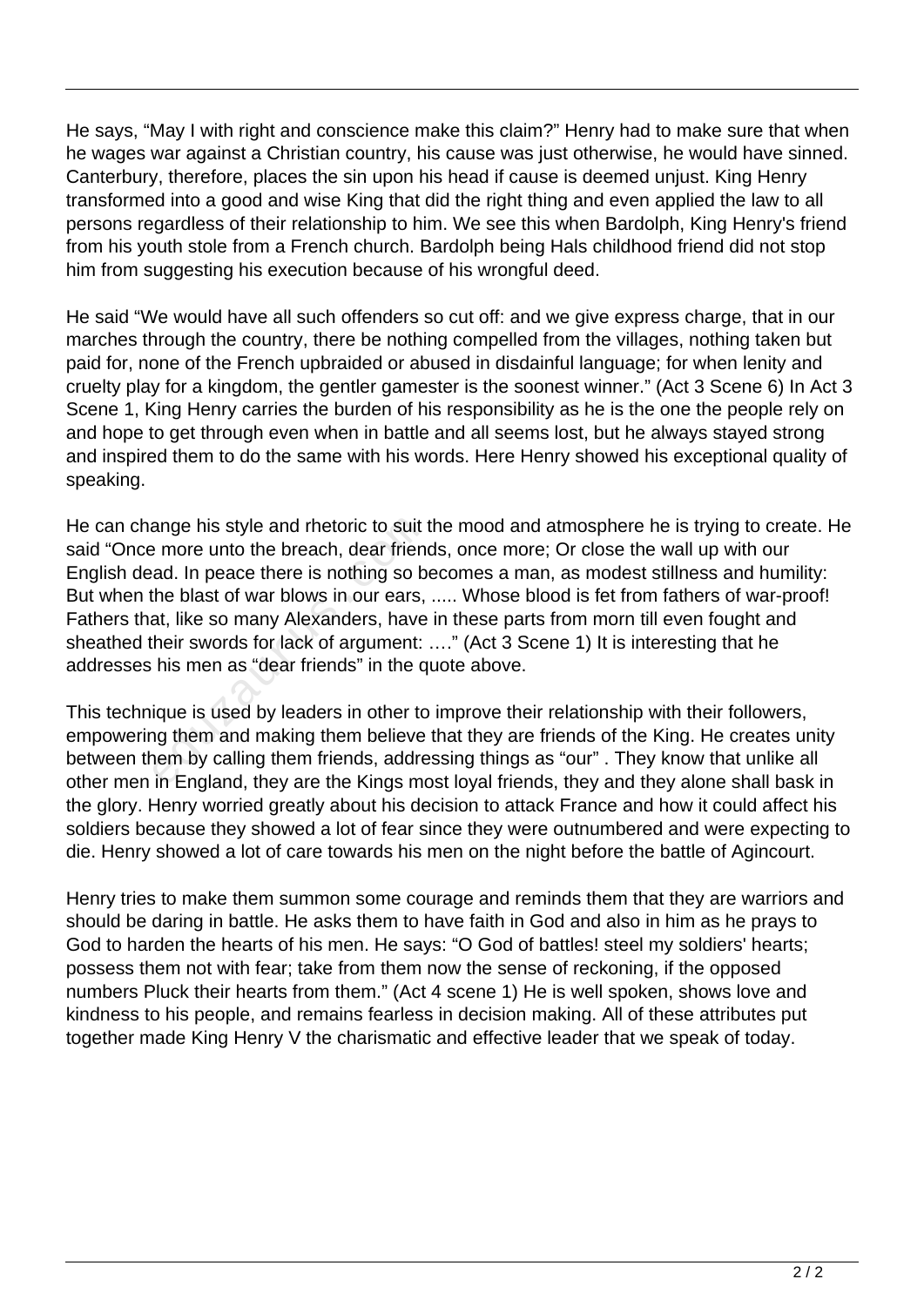He says, “May I with right and conscience make this claim?” Henry had to make sure that when he wages war against a Christian country, his cause was just otherwise, he would have sinned. Canterbury, therefore, places the sin upon his head if cause is deemed unjust. King Henry transformed into a good and wise King that did the right thing and even applied the law to all persons regardless of their relationship to him. We see this when Bardolph, King Henry's friend from his youth stole from a French church. Bardolph being Hals childhood friend did not stop him from suggesting his execution because of his wrongful deed.

He said “We would have all such offenders so cut off: and we give express charge, that in our marches through the country, there be nothing compelled from the villages, nothing taken but paid for, none of the French upbraided or abused in disdainful language; for when lenity and cruelty play for a kingdom, the gentler gamester is the soonest winner.” (Act 3 Scene 6) In Act 3 Scene 1, King Henry carries the burden of his responsibility as he is the one the people rely on and hope to get through even when in battle and all seems lost, but he always stayed strong and inspired them to do the same with his words. Here Henry showed his exceptional quality of speaking.

He can change his style and rhetoric to suit the mood and atmosphere he is trying to create. He said “Once more unto the breach, dear friends, once more; Or close the wall up with our English dead. In peace there is nothing so becomes a man, as modest stillness and humility: But when the blast of war blows in our ears, ..... Whose blood is fet from fathers of war-proof! Fathers that, like so many Alexanders, have in these parts from morn till even fought and sheathed their swords for lack of argument: ….” (Act 3 Scene 1) It is interesting that he addresses his men as “dear friends” in the quote above.

This technique is used by leaders in other to improve their relationship with their followers, empowering them and making them believe that they are friends of the King. He creates unity between them by calling them friends, addressing things as “our” . They know that unlike all other men in England, they are the Kings most loyal friends, they and they alone shall bask in the glory. Henry worried greatly about his decision to attack France and how it could affect his soldiers because they showed a lot of fear since they were outnumbered and were expecting to die. Henry showed a lot of care towards his men on the night before the battle of Agincourt.

Henry tries to make them summon some courage and reminds them that they are warriors and should be daring in battle. He asks them to have faith in God and also in him as he prays to God to harden the hearts of his men. He says: “O God of battles! steel my soldiers' hearts; possess them not with fear; take from them now the sense of reckoning, if the opposed numbers Pluck their hearts from them.” (Act 4 scene 1) He is well spoken, shows love and kindness to his people, and remains fearless in decision making. All of these attributes put together made King Henry V the charismatic and effective leader that we speak of today.